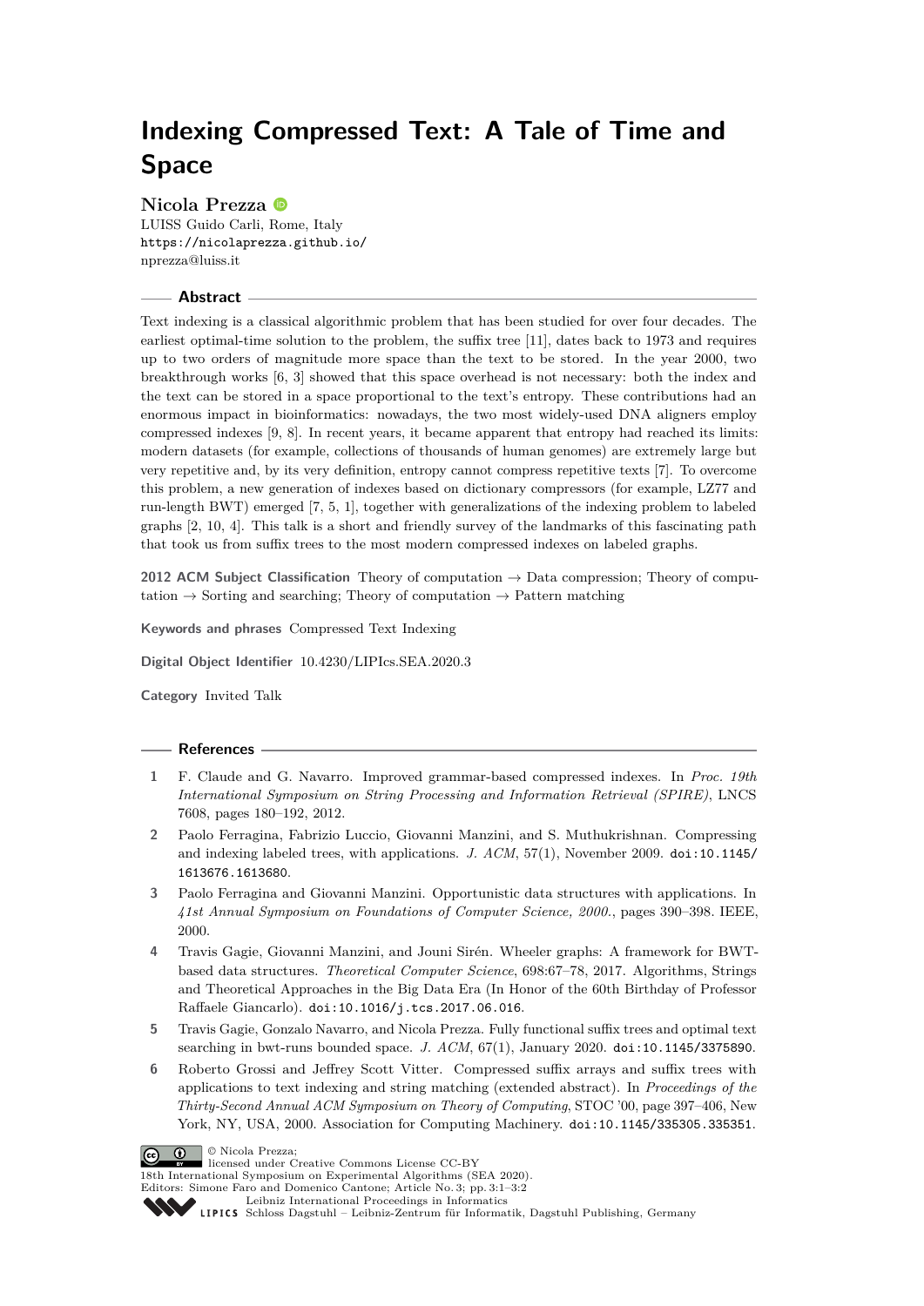# Indexing Compressed Text: A Tale of Time and Space

**Nicola Prezza**

LUISS Guido Carli, Rome, Italy
https://nicolaprezza.github.io/
nprezza@luiss.it

## Abstract

Text indexing is a classical algorithmic problem that has been studied for over four decades. The earliest optimal-time solution to the problem, the suffix tree [11], dates back to 1973 and requires up to two orders of magnitude more space than the text to be stored. In the year 2000, two breakthrough works [6, 3] showed that this space overhead is not necessary: both the index and the text can be stored in a space proportional to the text's entropy. These contributions had an enormous impact in bioinformatics: nowadays, the two most widely-used DNA aligners employ compressed indexes [9, 8]. In recent years, it became apparent that entropy had reached its limits: modern datasets (for example, collections of thousands of human genomes) are extremely large but very repetitive and, by its very definition, entropy cannot compress repetitive texts [7]. To overcome this problem, a new generation of indexes based on dictionary compressors (for example, LZ77 and run-length BWT) emerged [7, 5, 1], together with generalizations of the indexing problem to labeled graphs [2, 10, 4]. This talk is a short and friendly survey of the landmarks of this fascinating path that took us from suffix trees to the most modern compressed indexes on labeled graphs.

**2012 ACM Subject Classification** Theory of computation → Data compression; Theory of computation → Sorting and searching; Theory of computation → Pattern matching

**Keywords and phrases** Compressed Text Indexing

**Digital Object Identifier** 10.4230/LIPIcs.SEA.2020.3

**Category** Invited Talk

## References

1. F. Claude and G. Navarro. Improved grammar-based compressed indexes. In *Proc. 19th International Symposium on String Processing and Information Retrieval (SPIRE)*, LNCS 7608, pages 180–192, 2012.
2. Paolo Ferragina, Fabrizio Luccio, Giovanni Manzini, and S. Muthukrishnan. Compressing and indexing labeled trees, with applications. *J. ACM*, 57(1), November 2009. doi:10.1145/1613676.1613680.
3. Paolo Ferragina and Giovanni Manzini. Opportunistic data structures with applications. In *41st Annual Symposium on Foundations of Computer Science, 2000.*, pages 390–398. IEEE, 2000.
4. Travis Gagie, Giovanni Manzini, and Jouni Sirén. Wheeler graphs: A framework for BWT-based data structures. *Theoretical Computer Science*, 698:67–78, 2017. Algorithms, Strings and Theoretical Approaches in the Big Data Era (In Honor of the 60th Birthday of Professor Raffaele Giancarlo). doi:10.1016/j.tcs.2017.06.016.
5. Travis Gagie, Gonzalo Navarro, and Nicola Prezza. Fully functional suffix trees and optimal text searching in bwt-runs bounded space. *J. ACM*, 67(1), January 2020. doi:10.1145/3375890.
6. Roberto Grossi and Jeffrey Scott Vitter. Compressed suffix arrays and suffix trees with applications to text indexing and string matching (extended abstract). In *Proceedings of the Thirty-Second Annual ACM Symposium on Theory of Computing*, STOC '00, page 397–406, New York, NY, USA, 2000. Association for Computing Machinery. doi:10.1145/335305.335351.

© Nicola Prezza;
licensed under Creative Commons License CC-BY
18th International Symposium on Experimental Algorithms (SEA 2020).
Editors: Simone Faro and Domenico Cantone; Article No. 3; pp. 3:1–3:2
Leibniz International Proceedings in Informatics
Schloss Dagstuhl – Leibniz-Zentrum für Informatik, Dagstuhl Publishing, Germany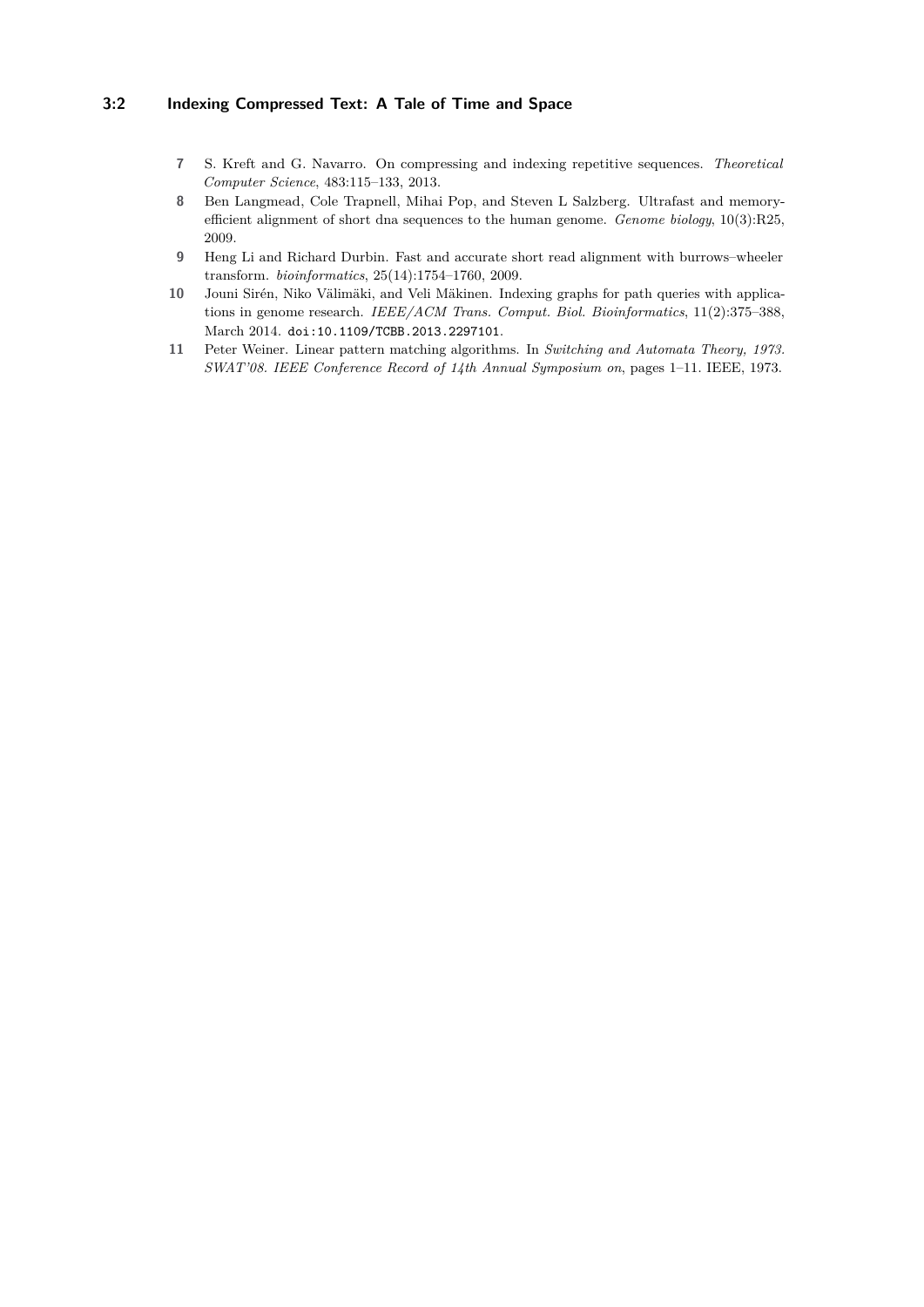7 S. Kreft and G. Navarro. On compressing and indexing repetitive sequences. *Theoretical Computer Science*, 483:115–133, 2013.

8 Ben Langmead, Cole Trapnell, Mihai Pop, and Steven L Salzberg. Ultrafast and memory-efficient alignment of short dna sequences to the human genome. *Genome biology*, 10(3):R25, 2009.

9 Heng Li and Richard Durbin. Fast and accurate short read alignment with burrows–wheeler transform. *bioinformatics*, 25(14):1754–1760, 2009.

10 Jouni Sirén, Niko Välimäki, and Veli Mäkinen. Indexing graphs for path queries with applications in genome research. *IEEE/ACM Trans. Comput. Biol. Bioinformatics*, 11(2):375–388, March 2014. doi:10.1109/TCBB.2013.2297101.

11 Peter Weiner. Linear pattern matching algorithms. In *Switching and Automata Theory, 1973. SWAT'08. IEEE Conference Record of 14th Annual Symposium on*, pages 1–11. IEEE, 1973.